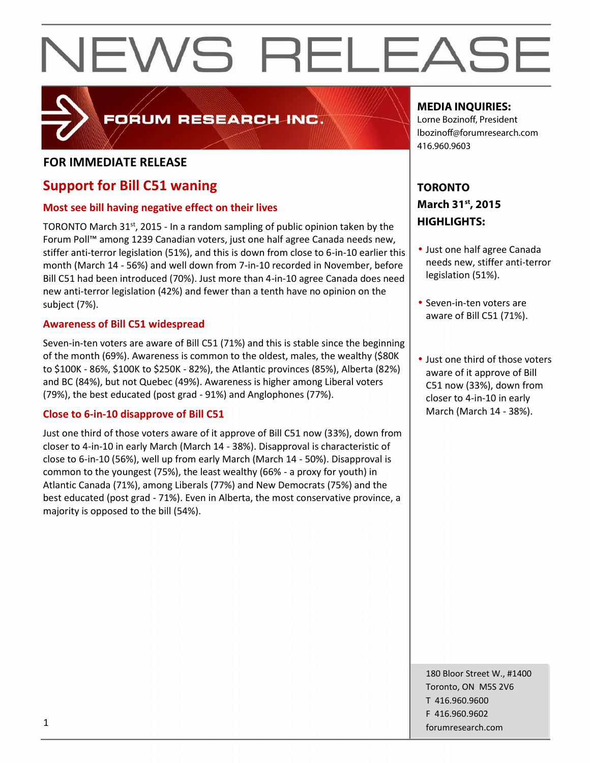# NEWS RELEASE

FORUM RESEARCH INC.

**FOR IMMEDIATE RELEASE**

## Support for Bill C51 waning

### Most see bill having negative effect on their lives

TORONTO March 31st, 2015 - In a random sampling of public opinion taken by the Forum Poll™ among 1239 Canadian voters, just one half agree Canada needs new, stiffer anti-terror legislation (51%), and this is down from close to 6-in-10 earlier this month (March 14 - 56%) and well down from 7-in-10 recorded in November, before Bill C51 had been introduced (70%). Just more than 4-in-10 agree Canada does need new anti-terror legislation (42%) and fewer than a tenth have no opinion on the subject (7%).

### Awareness of Bill C51 widespread

Seven-in-ten voters are aware of Bill C51 (71%) and this is stable since the beginning of the month (69%). Awareness is common to the oldest, males, the wealthy ($80K to $100K - 86%, $100K to $250K - 82%), the Atlantic provinces (85%), Alberta (82%) and BC (84%), but not Quebec (49%). Awareness is higher among Liberal voters (79%), the best educated (post grad - 91%) and Anglophones (77%).

### Close to 6-in-10 disapprove of Bill C51

Just one third of those voters aware of it approve of Bill C51 now (33%), down from closer to 4-in-10 in early March (March 14 - 38%). Disapproval is characteristic of close to 6-in-10 (56%), well up from early March (March 14 - 50%). Disapproval is common to the youngest (75%), the least wealthy (66% - a proxy for youth) in Atlantic Canada (71%), among Liberals (77%) and New Democrats (75%) and the best educated (post grad - 71%). Even in Alberta, the most conservative province, a majority is opposed to the bill (54%).

**MEDIA INQUIRIES:**
Lorne Bozinoff, President
lbozinoff@forumresearch.com
416.960.9603

**TORONTO**
**March 31st, 2015**
**HIGHLIGHTS:**

- Just one half agree Canada needs new, stiffer anti-terror legislation (51%).
- Seven-in-ten voters are aware of Bill C51 (71%).
- Just one third of those voters aware of it approve of Bill C51 now (33%), down from closer to 4-in-10 in early March (March 14 - 38%).

180 Bloor Street W., #1400
Toronto, ON M5S 2V6
T 416.960.9600
F 416.960.9602
forumresearch.com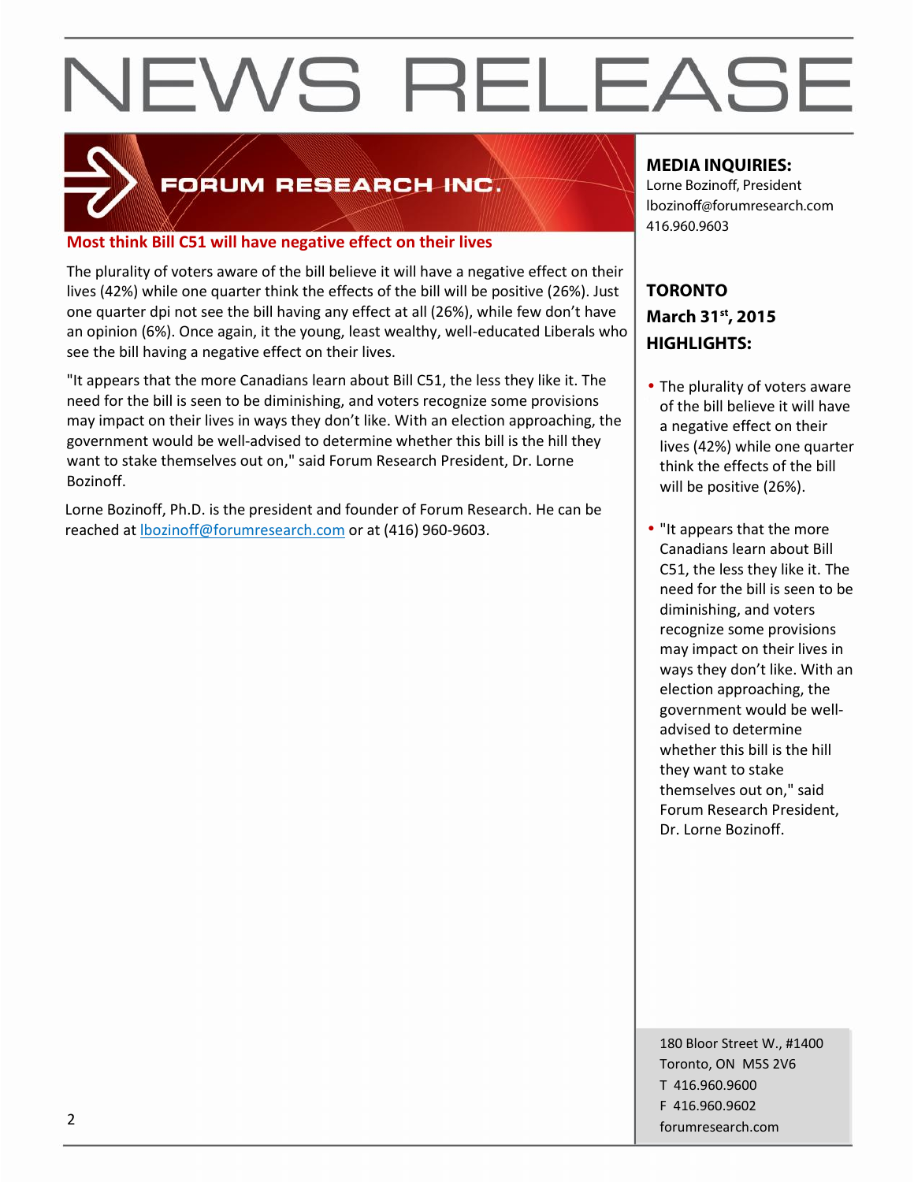# NEWS RELEASE

FORUM RESEARCH INC.

## Most think Bill C51 will have negative effect on their lives

The plurality of voters aware of the bill believe it will have a negative effect on their lives (42%) while one quarter think the effects of the bill will be positive (26%). Just one quarter dpi not see the bill having any effect at all (26%), while few don't have an opinion (6%). Once again, it the young, least wealthy, well-educated Liberals who see the bill having a negative effect on their lives.

"It appears that the more Canadians learn about Bill C51, the less they like it. The need for the bill is seen to be diminishing, and voters recognize some provisions may impact on their lives in ways they don't like. With an election approaching, the government would be well-advised to determine whether this bill is the hill they want to stake themselves out on," said Forum Research President, Dr. Lorne Bozinoff.

Lorne Bozinoff, Ph.D. is the president and founder of Forum Research. He can be reached at lbozinoff@forumresearch.com or at (416) 960-9603.

**MEDIA INQUIRIES:**
Lorne Bozinoff, President
lbozinoff@forumresearch.com
416.960.9603

**TORONTO**
**March 31st, 2015**
**HIGHLIGHTS:**

- The plurality of voters aware of the bill believe it will have a negative effect on their lives (42%) while one quarter think the effects of the bill will be positive (26%).
- "It appears that the more Canadians learn about Bill C51, the less they like it. The need for the bill is seen to be diminishing, and voters recognize some provisions may impact on their lives in ways they don't like. With an election approaching, the government would be well-advised to determine whether this bill is the hill they want to stake themselves out on," said Forum Research President, Dr. Lorne Bozinoff.

180 Bloor Street W., #1400
Toronto, ON M5S 2V6
T 416.960.9600
F 416.960.9602
forumresearch.com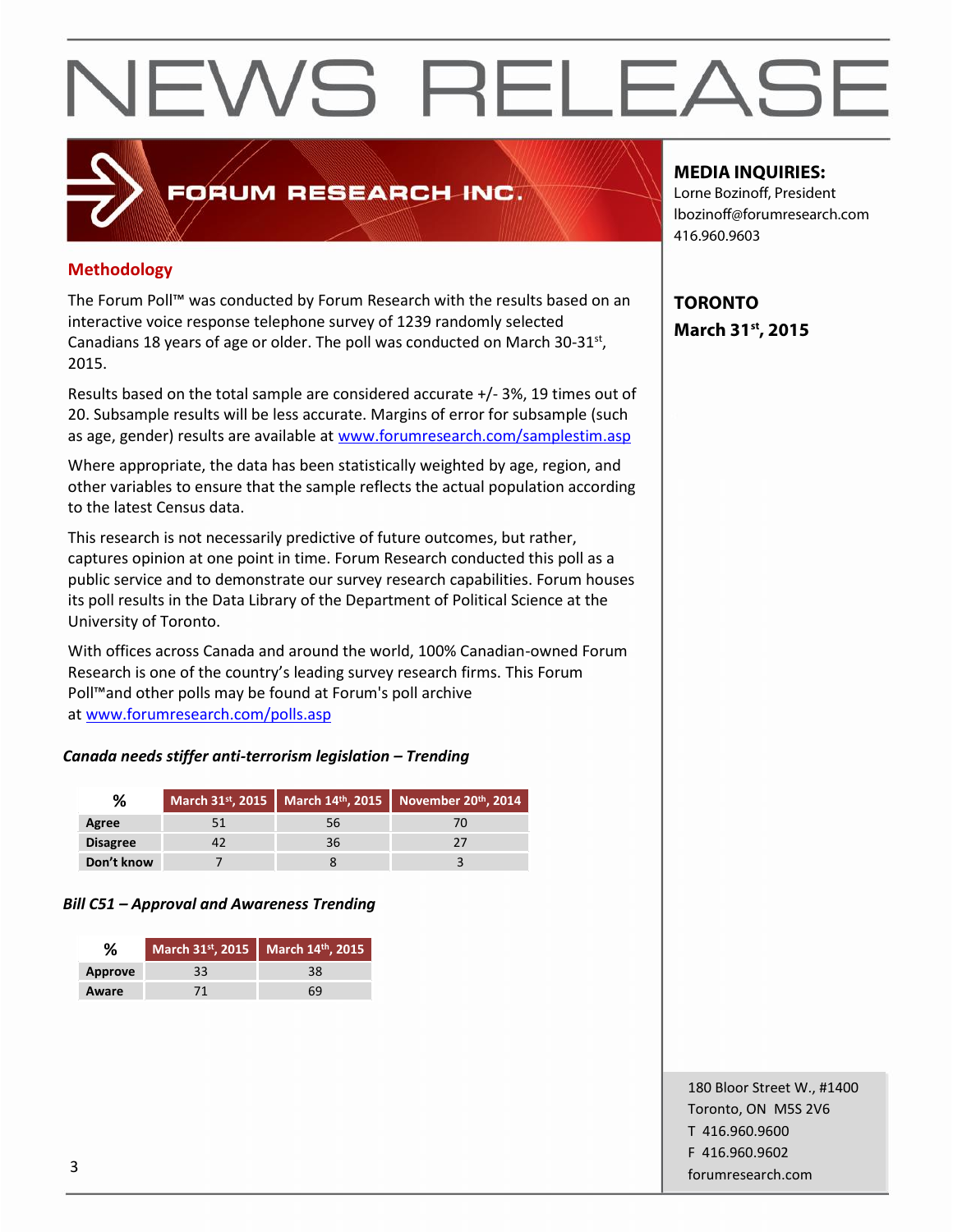# NEWS RELEASE

FORUM RESEARCH INC.

**MEDIA INQUIRIES:**
Lorne Bozinoff, President
lbozinoff@forumresearch.com
416.960.9603

**TORONTO**
**March 31st, 2015**

## Methodology

The Forum Poll™ was conducted by Forum Research with the results based on an interactive voice response telephone survey of 1239 randomly selected Canadians 18 years of age or older. The poll was conducted on March 30-31st, 2015.

Results based on the total sample are considered accurate +/- 3%, 19 times out of 20. Subsample results will be less accurate. Margins of error for subsample (such as age, gender) results are available at www.forumresearch.com/samplestim.asp

Where appropriate, the data has been statistically weighted by age, region, and other variables to ensure that the sample reflects the actual population according to the latest Census data.

This research is not necessarily predictive of future outcomes, but rather, captures opinion at one point in time. Forum Research conducted this poll as a public service and to demonstrate our survey research capabilities. Forum houses its poll results in the Data Library of the Department of Political Science at the University of Toronto.

With offices across Canada and around the world, 100% Canadian-owned Forum Research is one of the country's leading survey research firms. This Forum Poll™and other polls may be found at Forum's poll archive at www.forumresearch.com/polls.asp

***Canada needs stiffer anti-terrorism legislation – Trending***

| % | March 31st, 2015 | March 14th, 2015 | November 20th, 2014 |
|---|---|---|---|
| **Agree** | 51 | 56 | 70 |
| **Disagree** | 42 | 36 | 27 |
| **Don't know** | 7 | 8 | 3 |

***Bill C51 – Approval and Awareness Trending***

| % | March 31st, 2015 | March 14th, 2015 |
|---|---|---|
| **Approve** | 33 | 38 |
| **Aware** | 71 | 69 |

180 Bloor Street W., #1400
Toronto, ON M5S 2V6
T 416.960.9600
F 416.960.9602
forumresearch.com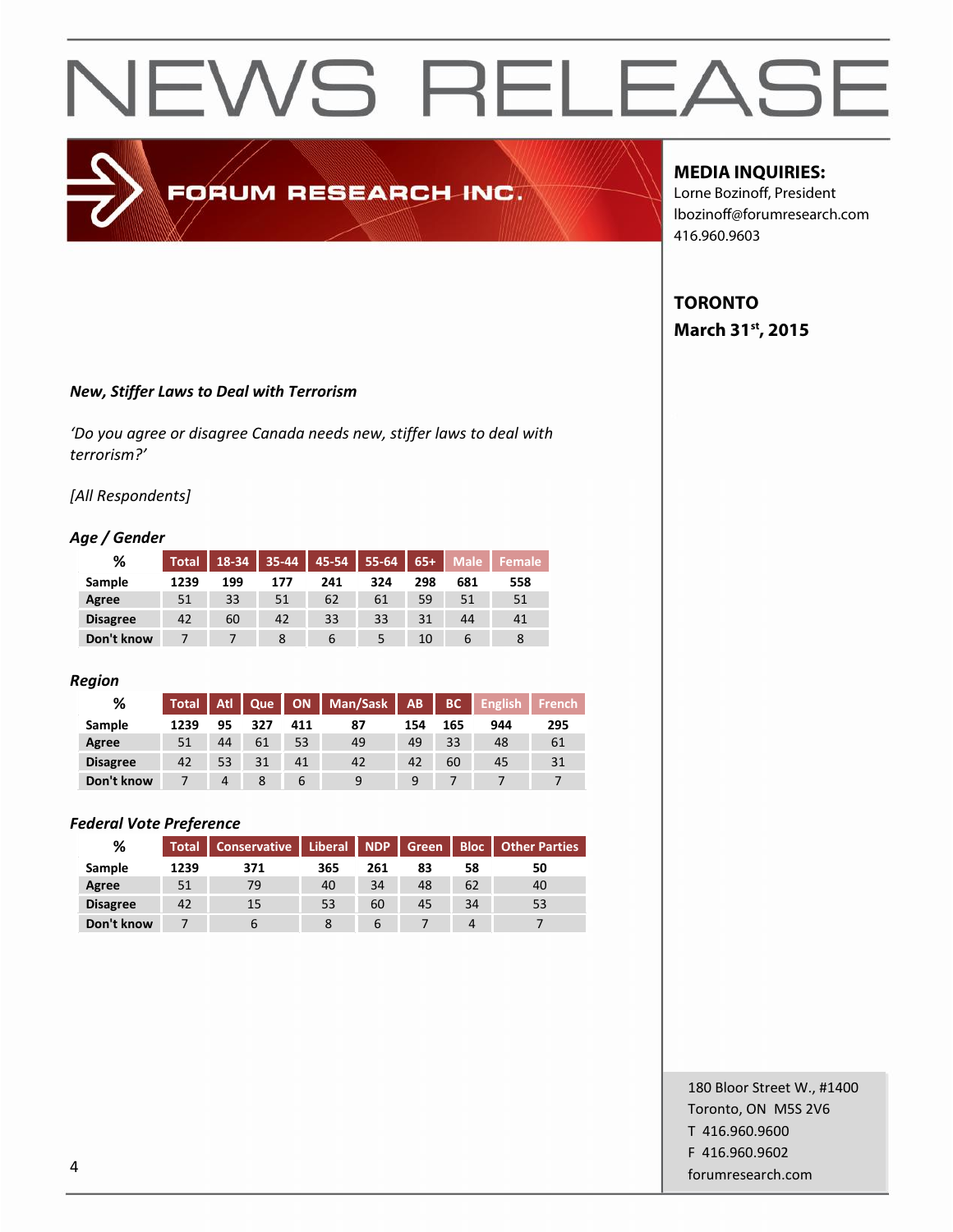# NEWS RELEASE

FORUM RESEARCH INC.

**MEDIA INQUIRIES:**
Lorne Bozinoff, President
lbozinoff@forumresearch.com
416.960.9603

**TORONTO**
**March 31st, 2015**

***New, Stiffer Laws to Deal with Terrorism***

*'Do you agree or disagree Canada needs new, stiffer laws to deal with terrorism?'*

*[All Respondents]*

***Age / Gender***

| % | Total | 18-34 | 35-44 | 45-54 | 55-64 | 65+ | Male | Female |
|---|---|---|---|---|---|---|---|---|
| Sample | 1239 | 199 | 177 | 241 | 324 | 298 | 681 | 558 |
| Agree | 51 | 33 | 51 | 62 | 61 | 59 | 51 | 51 |
| Disagree | 42 | 60 | 42 | 33 | 33 | 31 | 44 | 41 |
| Don't know | 7 | 7 | 8 | 6 | 5 | 10 | 6 | 8 |

***Region***

| % | Total | Atl | Que | ON | Man/Sask | AB | BC | English | French |
|---|---|---|---|---|---|---|---|---|---|
| Sample | 1239 | 95 | 327 | 411 | 87 | 154 | 165 | 944 | 295 |
| Agree | 51 | 44 | 61 | 53 | 49 | 49 | 33 | 48 | 61 |
| Disagree | 42 | 53 | 31 | 41 | 42 | 42 | 60 | 45 | 31 |
| Don't know | 7 | 4 | 8 | 6 | 9 | 9 | 7 | 7 | 7 |

***Federal Vote Preference***

| % | Total | Conservative | Liberal | NDP | Green | Bloc | Other Parties |
|---|---|---|---|---|---|---|---|
| Sample | 1239 | 371 | 365 | 261 | 83 | 58 | 50 |
| Agree | 51 | 79 | 40 | 34 | 48 | 62 | 40 |
| Disagree | 42 | 15 | 53 | 60 | 45 | 34 | 53 |
| Don't know | 7 | 6 | 8 | 6 | 7 | 4 | 7 |

180 Bloor Street W., #1400
Toronto, ON M5S 2V6
T 416.960.9600
F 416.960.9602
forumresearch.com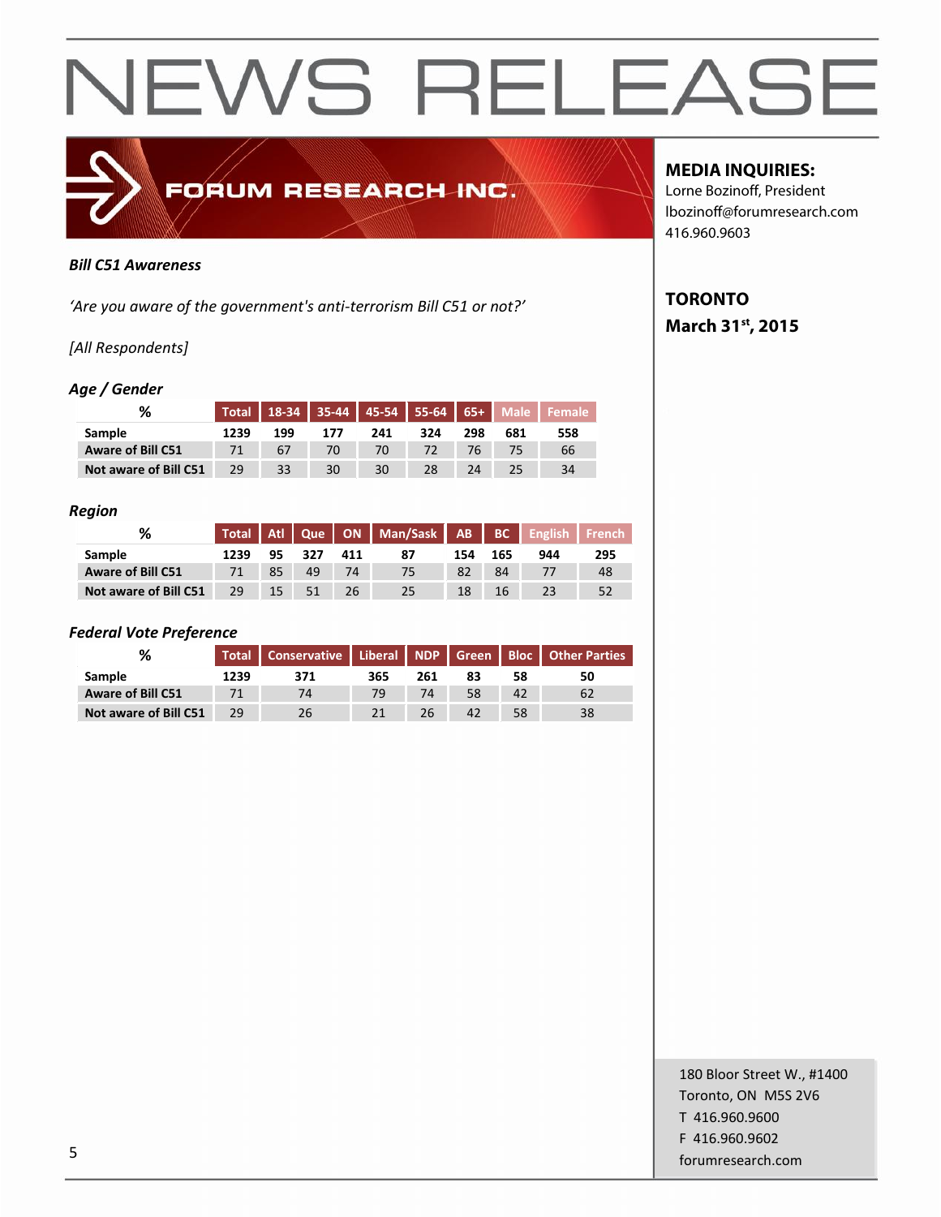# NEWS RELEASE

FORUM RESEARCH INC.

**MEDIA INQUIRIES:**
Lorne Bozinoff, President
lbozinoff@forumresearch.com
416.960.9603

**TORONTO**
**March 31st, 2015**

***Bill C51 Awareness***

*'Are you aware of the government's anti-terrorism Bill C51 or not?'*

*[All Respondents]*

***Age / Gender***

| % | Total | 18-34 | 35-44 | 45-54 | 55-64 | 65+ | Male | Female |
|---|---|---|---|---|---|---|---|---|
| **Sample** | **1239** | **199** | **177** | **241** | **324** | **298** | **681** | **558** |
| **Aware of Bill C51** | 71 | 67 | 70 | 70 | 72 | 76 | 75 | 66 |
| **Not aware of Bill C51** | 29 | 33 | 30 | 30 | 28 | 24 | 25 | 34 |

***Region***

| % | Total | Atl | Que | ON | Man/Sask | AB | BC | English | French |
|---|---|---|---|---|---|---|---|---|---|
| **Sample** | **1239** | **95** | **327** | **411** | **87** | **154** | **165** | **944** | **295** |
| **Aware of Bill C51** | 71 | 85 | 49 | 74 | 75 | 82 | 84 | 77 | 48 |
| **Not aware of Bill C51** | 29 | 15 | 51 | 26 | 25 | 18 | 16 | 23 | 52 |

***Federal Vote Preference***

| % | Total | Conservative | Liberal | NDP | Green | Bloc | Other Parties |
|---|---|---|---|---|---|---|---|
| **Sample** | **1239** | **371** | **365** | **261** | **83** | **58** | **50** |
| **Aware of Bill C51** | 71 | 74 | 79 | 74 | 58 | 42 | 62 |
| **Not aware of Bill C51** | 29 | 26 | 21 | 26 | 42 | 58 | 38 |

180 Bloor Street W., #1400
Toronto, ON M5S 2V6
T 416.960.9600
F 416.960.9602
forumresearch.com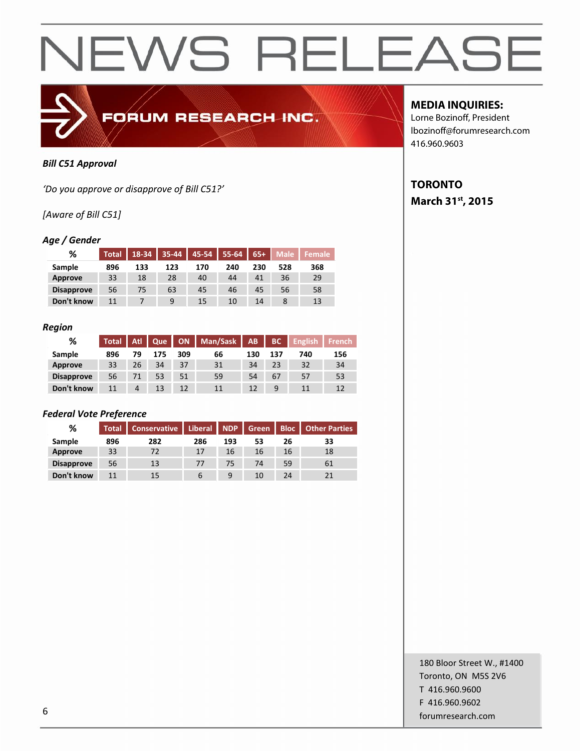# NEWS RELEASE

FORUM RESEARCH INC.

**MEDIA INQUIRIES:**
Lorne Bozinoff, President
lbozinoff@forumresearch.com
416.960.9603

**TORONTO**
**March 31st, 2015**

***Bill C51 Approval***

*'Do you approve or disapprove of Bill C51?'*

*[Aware of Bill C51]*

### *Age / Gender*

| % | Total | 18-34 | 35-44 | 45-54 | 55-64 | 65+ | Male | Female |
|---|---|---|---|---|---|---|---|---|
| **Sample** | **896** | **133** | **123** | **170** | **240** | **230** | **528** | **368** |
| **Approve** | 33 | 18 | 28 | 40 | 44 | 41 | 36 | 29 |
| **Disapprove** | 56 | 75 | 63 | 45 | 46 | 45 | 56 | 58 |
| **Don't know** | 11 | 7 | 9 | 15 | 10 | 14 | 8 | 13 |

### *Region*

| % | Total | Atl | Que | ON | Man/Sask | AB | BC | English | French |
|---|---|---|---|---|---|---|---|---|---|
| **Sample** | **896** | **79** | **175** | **309** | **66** | **130** | **137** | **740** | **156** |
| **Approve** | 33 | 26 | 34 | 37 | 31 | 34 | 23 | 32 | 34 |
| **Disapprove** | 56 | 71 | 53 | 51 | 59 | 54 | 67 | 57 | 53 |
| **Don't know** | 11 | 4 | 13 | 12 | 11 | 12 | 9 | 11 | 12 |

### *Federal Vote Preference*

| % | Total | Conservative | Liberal | NDP | Green | Bloc | Other Parties |
|---|---|---|---|---|---|---|---|
| **Sample** | **896** | **282** | **286** | **193** | **53** | **26** | **33** |
| **Approve** | 33 | 72 | 17 | 16 | 16 | 16 | 18 |
| **Disapprove** | 56 | 13 | 77 | 75 | 74 | 59 | 61 |
| **Don't know** | 11 | 15 | 6 | 9 | 10 | 24 | 21 |

180 Bloor Street W., #1400
Toronto, ON M5S 2V6
T 416.960.9600
F 416.960.9602
forumresearch.com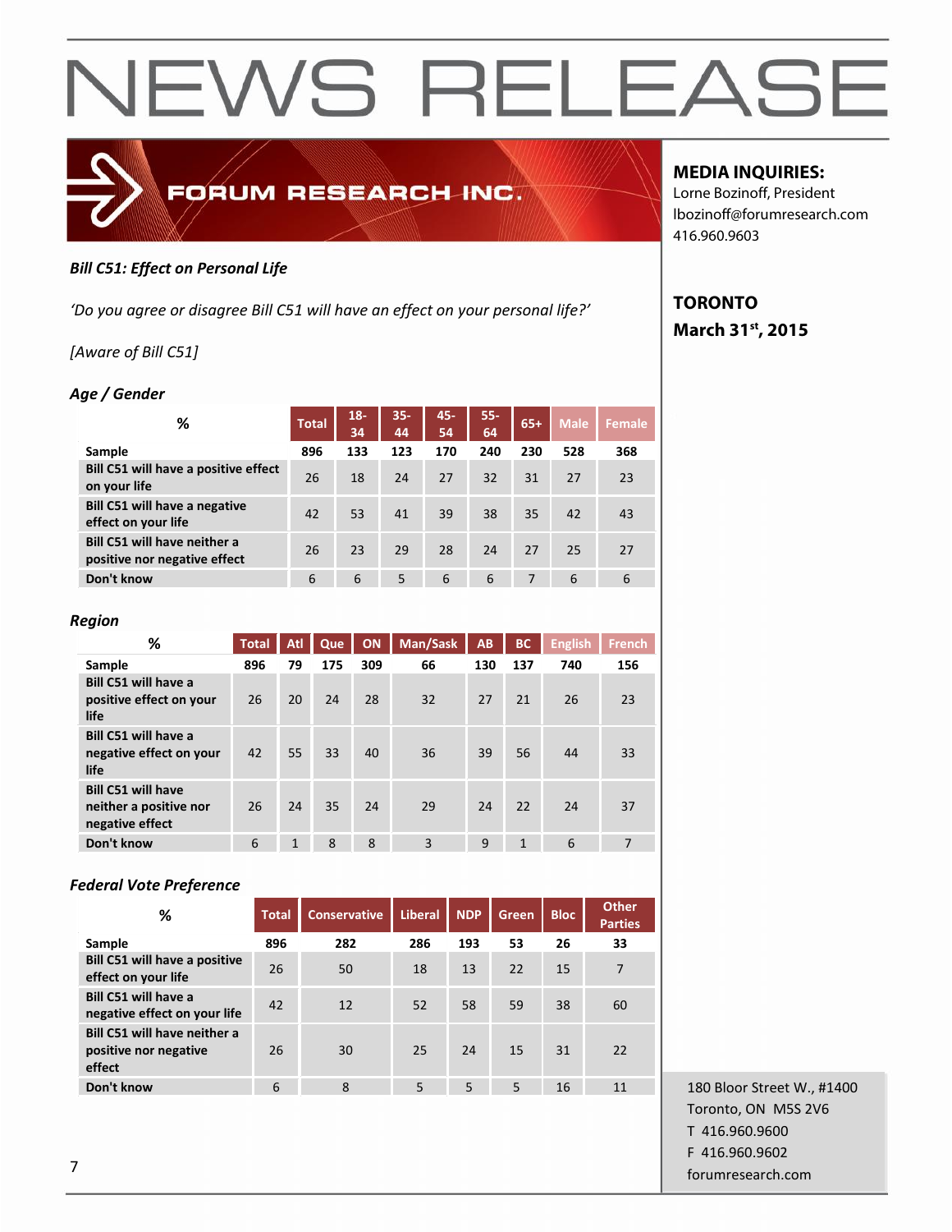# NEWS RELEASE

FORUM RESEARCH INC.

**MEDIA INQUIRIES:**
Lorne Bozinoff, President
lbozinoff@forumresearch.com
416.960.9603

**TORONTO**
**March 31st, 2015**

***Bill C51: Effect on Personal Life***

*'Do you agree or disagree Bill C51 will have an effect on your personal life?'*

*[Aware of Bill C51]*

***Age / Gender***

| % | Total | 18-34 | 35-44 | 45-54 | 55-64 | 65+ | Male | Female |
|---|---|---|---|---|---|---|---|---|
| Sample | 896 | 133 | 123 | 170 | 240 | 230 | 528 | 368 |
| Bill C51 will have a positive effect on your life | 26 | 18 | 24 | 27 | 32 | 31 | 27 | 23 |
| Bill C51 will have a negative effect on your life | 42 | 53 | 41 | 39 | 38 | 35 | 42 | 43 |
| Bill C51 will have neither a positive nor negative effect | 26 | 23 | 29 | 28 | 24 | 27 | 25 | 27 |
| Don't know | 6 | 6 | 5 | 6 | 6 | 7 | 6 | 6 |

***Region***

| % | Total | Atl | Que | ON | Man/Sask | AB | BC | English | French |
|---|---|---|---|---|---|---|---|---|---|
| Sample | 896 | 79 | 175 | 309 | 66 | 130 | 137 | 740 | 156 |
| Bill C51 will have a positive effect on your life | 26 | 20 | 24 | 28 | 32 | 27 | 21 | 26 | 23 |
| Bill C51 will have a negative effect on your life | 42 | 55 | 33 | 40 | 36 | 39 | 56 | 44 | 33 |
| Bill C51 will have neither a positive nor negative effect | 26 | 24 | 35 | 24 | 29 | 24 | 22 | 24 | 37 |
| Don't know | 6 | 1 | 8 | 8 | 3 | 9 | 1 | 6 | 7 |

***Federal Vote Preference***

| % | Total | Conservative | Liberal | NDP | Green | Bloc | Other Parties |
|---|---|---|---|---|---|---|---|
| Sample | 896 | 282 | 286 | 193 | 53 | 26 | 33 |
| Bill C51 will have a positive effect on your life | 26 | 50 | 18 | 13 | 22 | 15 | 7 |
| Bill C51 will have a negative effect on your life | 42 | 12 | 52 | 58 | 59 | 38 | 60 |
| Bill C51 will have neither a positive nor negative effect | 26 | 30 | 25 | 24 | 15 | 31 | 22 |
| Don't know | 6 | 8 | 5 | 5 | 5 | 16 | 11 |

180 Bloor Street W., #1400
Toronto, ON M5S 2V6
T 416.960.9600
F 416.960.9602
forumresearch.com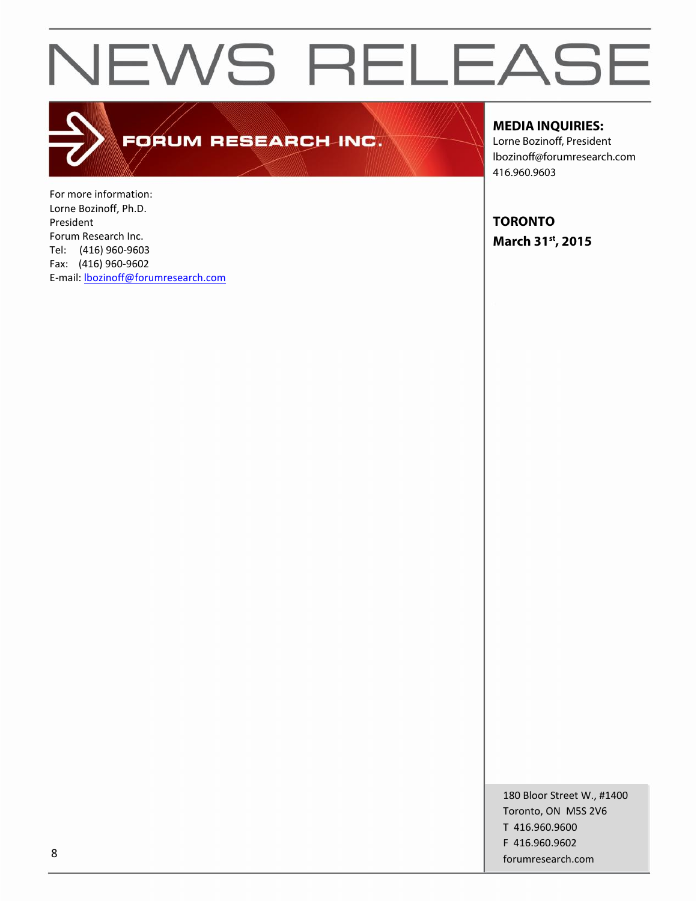# NEWS RELEASE

FORUM RESEARCH INC.

**MEDIA INQUIRIES:**
Lorne Bozinoff, President
lbozinoff@forumresearch.com
416.960.9603

**TORONTO**
**March 31st, 2015**

For more information:
Lorne Bozinoff, Ph.D.
President
Forum Research Inc.
Tel: (416) 960-9603
Fax: (416) 960-9602
E-mail: lbozinoff@forumresearch.com

180 Bloor Street W., #1400
Toronto, ON M5S 2V6
T 416.960.9600
F 416.960.9602
forumresearch.com